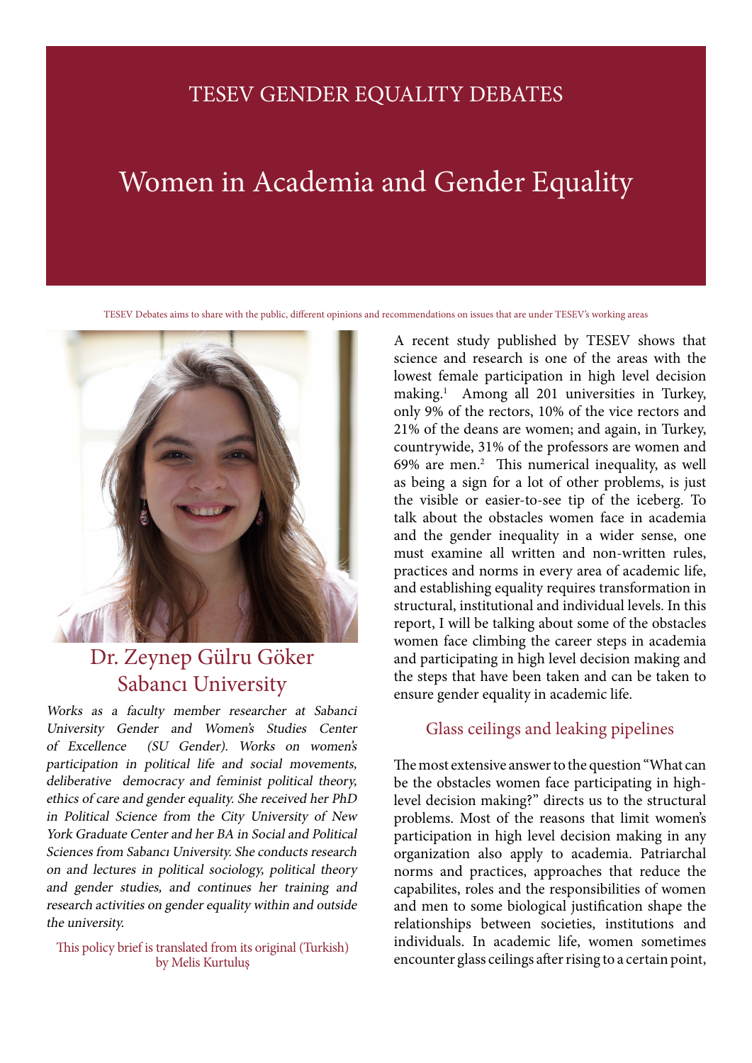TESEV GENDER EQUALITY DEBATES

# Women in Academia and Gender Equality

TESEV Debates aims to share with the public, different opinions and recommendations on issues that are under TESEV's working areas

## Dr. Zeynep Gülru Göker
## Sabancı University

*Works as a faculty member researcher at Sabanci University Gender and Women's Studies Center of Excellence (SU Gender). Works on women's participation in political life and social movements, deliberative democracy and feminist political theory, ethics of care and gender equality. She received her PhD in Political Science from the City University of New York Graduate Center and her BA in Social and Political Sciences from Sabancı University. She conducts research on and lectures in political sociology, political theory and gender studies, and continues her training and research activities on gender equality within and outside the university.*

This policy brief is translated from its original (Turkish) by Melis Kurtuluş

A recent study published by TESEV shows that science and research is one of the areas with the lowest female participation in high level decision making.[1] Among all 201 universities in Turkey, only 9% of the rectors, 10% of the vice rectors and 21% of the deans are women; and again, in Turkey, countrywide, 31% of the professors are women and 69% are men.[2] This numerical inequality, as well as being a sign for a lot of other problems, is just the visible or easier-to-see tip of the iceberg. To talk about the obstacles women face in academia and the gender inequality in a wider sense, one must examine all written and non-written rules, practices and norms in every area of academic life, and establishing equality requires transformation in structural, institutional and individual levels. In this report, I will be talking about some of the obstacles women face climbing the career steps in academia and participating in high level decision making and the steps that have been taken and can be taken to ensure gender equality in academic life.

### Glass ceilings and leaking pipelines

The most extensive answer to the question "What can be the obstacles women face participating in high-level decision making?" directs us to the structural problems. Most of the reasons that limit women's participation in high level decision making in any organization also apply to academia. Patriarchal norms and practices, approaches that reduce the capabilites, roles and the responsibilities of women and men to some biological justification shape the relationships between societies, institutions and individuals. In academic life, women sometimes encounter glass ceilings after rising to a certain point,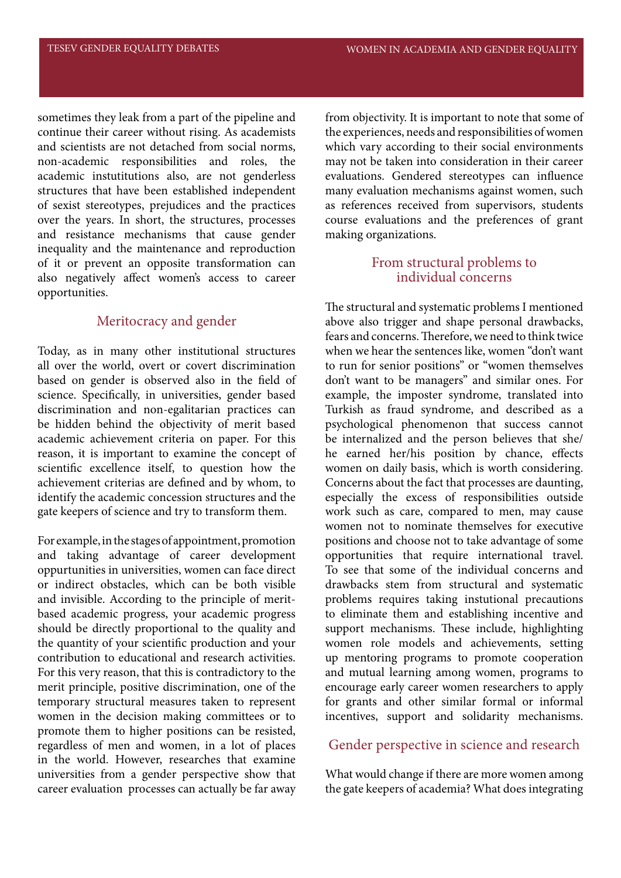sometimes they leak from a part of the pipeline and continue their career without rising. As academists and scientists are not detached from social norms, non-academic responsibilities and roles, the academic instutitutions also, are not genderless structures that have been established independent of sexist stereotypes, prejudices and the practices over the years. In short, the structures, processes and resistance mechanisms that cause gender inequality and the maintenance and reproduction of it or prevent an opposite transformation can also negatively affect women's access to career opportunities.

## Meritocracy and gender

Today, as in many other institutional structures all over the world, overt or covert discrimination based on gender is observed also in the field of science. Specifically, in universities, gender based discrimination and non-egalitarian practices can be hidden behind the objectivity of merit based academic achievement criteria on paper. For this reason, it is important to examine the concept of scientific excellence itself, to question how the achievement criterias are defined and by whom, to identify the academic concession structures and the gate keepers of science and try to transform them.

For example, in the stages of appointment, promotion and taking advantage of career development oppurtunities in universities, women can face direct or indirect obstacles, which can be both visible and invisible. According to the principle of merit-based academic progress, your academic progress should be directly proportional to the quality and the quantity of your scientific production and your contribution to educational and research activities. For this very reason, that this is contradictory to the merit principle, positive discrimination, one of the temporary structural measures taken to represent women in the decision making committees or to promote them to higher positions can be resisted, regardless of men and women, in a lot of places in the world. However, researches that examine universities from a gender perspective show that career evaluation processes can actually be far away from objectivity. It is important to note that some of the experiences, needs and responsibilities of women which vary according to their social environments may not be taken into consideration in their career evaluations. Gendered stereotypes can influence many evaluation mechanisms against women, such as references received from supervisors, students course evaluations and the preferences of grant making organizations.

## From structural problems to individual concerns

The structural and systematic problems I mentioned above also trigger and shape personal drawbacks, fears and concerns. Therefore, we need to think twice when we hear the sentences like, women "don't want to run for senior positions" or "women themselves don't want to be managers" and similar ones. For example, the imposter syndrome, translated into Turkish as fraud syndrome, and described as a psychological phenomenon that success cannot be internalized and the person believes that she/he earned her/his position by chance, effects women on daily basis, which is worth considering. Concerns about the fact that processes are daunting, especially the excess of responsibilities outside work such as care, compared to men, may cause women not to nominate themselves for executive positions and choose not to take advantage of some opportunities that require international travel. To see that some of the individual concerns and drawbacks stem from structural and systematic problems requires taking instutional precautions to eliminate them and establishing incentive and support mechanisms. These include, highlighting women role models and achievements, setting up mentoring programs to promote cooperation and mutual learning among women, programs to encourage early career women researchers to apply for grants and other similar formal or informal incentives, support and solidarity mechanisms.

## Gender perspective in science and research

What would change if there are more women among the gate keepers of academia? What does integrating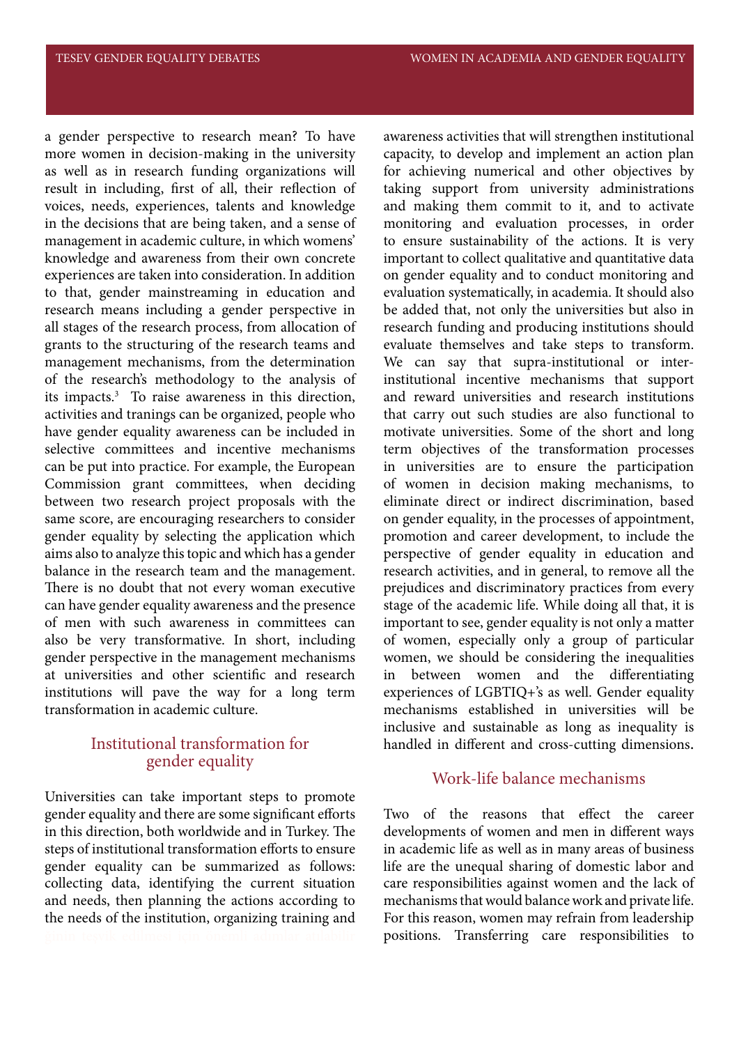a gender perspective to research mean? To have more women in decision-making in the university as well as in research funding organizations will result in including, first of all, their reflection of voices, needs, experiences, talents and knowledge in the decisions that are being taken, and a sense of management in academic culture, in which womens' knowledge and awareness from their own concrete experiences are taken into consideration. In addition to that, gender mainstreaming in education and research means including a gender perspective in all stages of the research process, from allocation of grants to the structuring of the research teams and management mechanisms, from the determination of the research's methodology to the analysis of its impacts.[3] To raise awareness in this direction, activities and tranings can be organized, people who have gender equality awareness can be included in selective committees and incentive mechanisms can be put into practice. For example, the European Commission grant committees, when deciding between two research project proposals with the same score, are encouraging researchers to consider gender equality by selecting the application which aims also to analyze this topic and which has a gender balance in the research team and the management. There is no doubt that not every woman executive can have gender equality awareness and the presence of men with such awareness in committees can also be very transformative. In short, including gender perspective in the management mechanisms at universities and other scientific and research institutions will pave the way for a long term transformation in academic culture.

## Institutional transformation for gender equality

Universities can take important steps to promote gender equality and there are some significant efforts in this direction, both worldwide and in Turkey. The steps of institutional transformation efforts to ensure gender equality can be summarized as follows: collecting data, identifying the current situation and needs, then planning the actions according to the needs of the institution, organizing training and awareness activities that will strengthen institutional capacity, to develop and implement an action plan for achieving numerical and other objectives by taking support from university administrations and making them commit to it, and to activate monitoring and evaluation processes, in order to ensure sustainability of the actions. It is very important to collect qualitative and quantitative data on gender equality and to conduct monitoring and evaluation systematically, in academia. It should also be added that, not only the universities but also in research funding and producing institutions should evaluate themselves and take steps to transform. We can say that supra-institutional or inter-institutional incentive mechanisms that support and reward universities and research institutions that carry out such studies are also functional to motivate universities. Some of the short and long term objectives of the transformation processes in universities are to ensure the participation of women in decision making mechanisms, to eliminate direct or indirect discrimination, based on gender equality, in the processes of appointment, promotion and career development, to include the perspective of gender equality in education and research activities, and in general, to remove all the prejudices and discriminatory practices from every stage of the academic life. While doing all that, it is important to see, gender equality is not only a matter of women, especially only a group of particular women, we should be considering the inequalities in between women and the differentiating experiences of LGBTIQ+'s as well. Gender equality mechanisms established in universities will be inclusive and sustainable as long as inequality is handled in different and cross-cutting dimensions.

## Work-life balance mechanisms

Two of the reasons that effect the career developments of women and men in different ways in academic life as well as in many areas of business life are the unequal sharing of domestic labor and care responsibilities against women and the lack of mechanisms that would balance work and private life. For this reason, women may refrain from leadership positions. Transferring care responsibilities to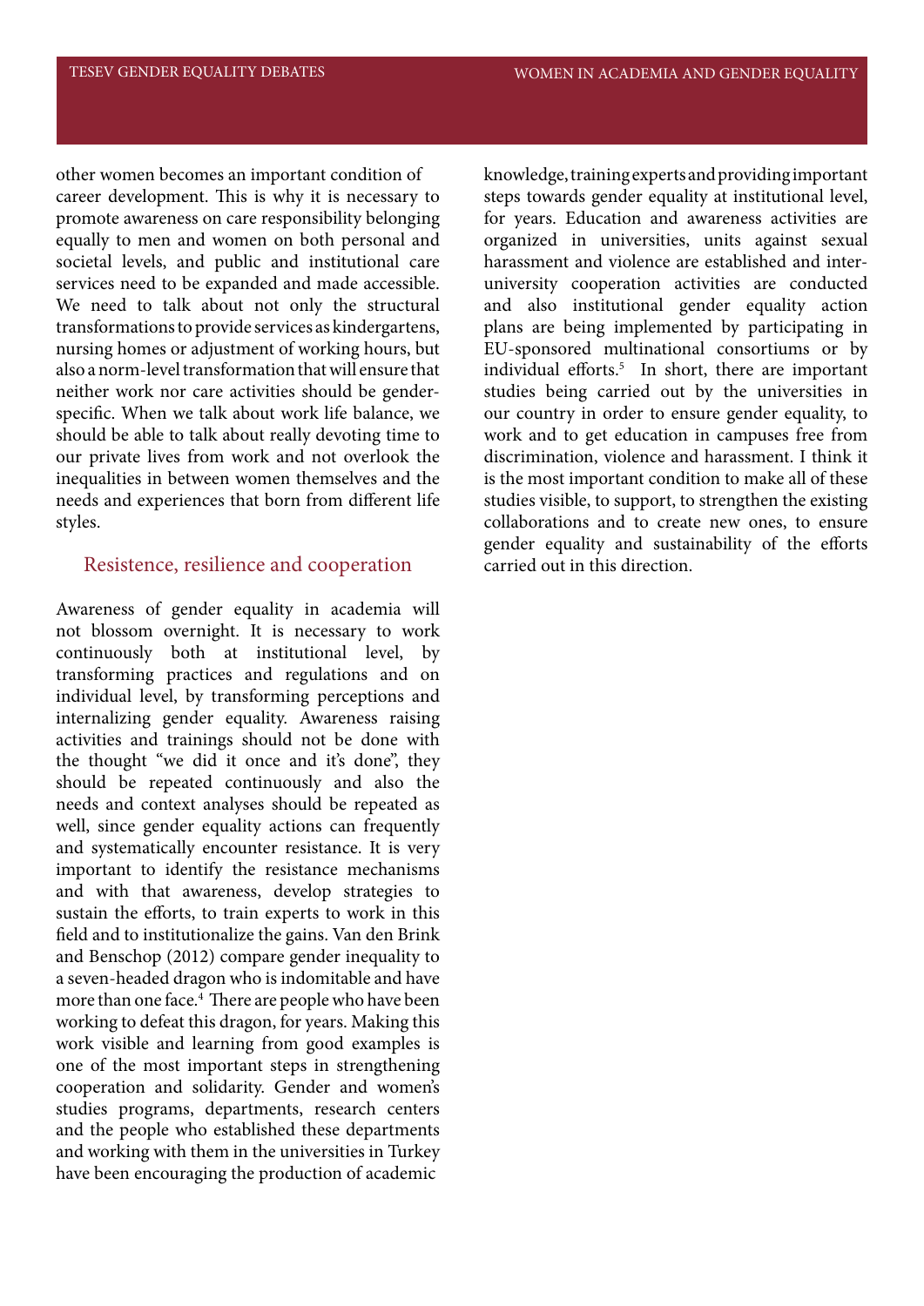other women becomes an important condition of career development. This is why it is necessary to promote awareness on care responsibility belonging equally to men and women on both personal and societal levels, and public and institutional care services need to be expanded and made accessible. We need to talk about not only the structural transformations to provide services as kindergartens, nursing homes or adjustment of working hours, but also a norm-level transformation that will ensure that neither work nor care activities should be gender-specific. When we talk about work life balance, we should be able to talk about really devoting time to our private lives from work and not overlook the inequalities in between women themselves and the needs and experiences that born from different life styles.

## Resistence, resilience and cooperation

Awareness of gender equality in academia will not blossom overnight. It is necessary to work continuously both at institutional level, by transforming practices and regulations and on individual level, by transforming perceptions and internalizing gender equality. Awareness raising activities and trainings should not be done with the thought "we did it once and it's done", they should be repeated continuously and also the needs and context analyses should be repeated as well, since gender equality actions can frequently and systematically encounter resistance. It is very important to identify the resistance mechanisms and with that awareness, develop strategies to sustain the efforts, to train experts to work in this field and to institutionalize the gains. Van den Brink and Benschop (2012) compare gender inequality to a seven-headed dragon who is indomitable and have more than one face.[4] There are people who have been working to defeat this dragon, for years. Making this work visible and learning from good examples is one of the most important steps in strengthening cooperation and solidarity. Gender and women's studies programs, departments, research centers and the people who established these departments and working with them in the universities in Turkey have been encouraging the production of academic knowledge, training experts and providing important steps towards gender equality at institutional level, for years. Education and awareness activities are organized in universities, units against sexual harassment and violence are established and inter-university cooperation activities are conducted and also institutional gender equality action plans are being implemented by participating in EU-sponsored multinational consortiums or by individual efforts.[5] In short, there are important studies being carried out by the universities in our country in order to ensure gender equality, to work and to get education in campuses free from discrimination, violence and harassment. I think it is the most important condition to make all of these studies visible, to support, to strengthen the existing collaborations and to create new ones, to ensure gender equality and sustainability of the efforts carried out in this direction.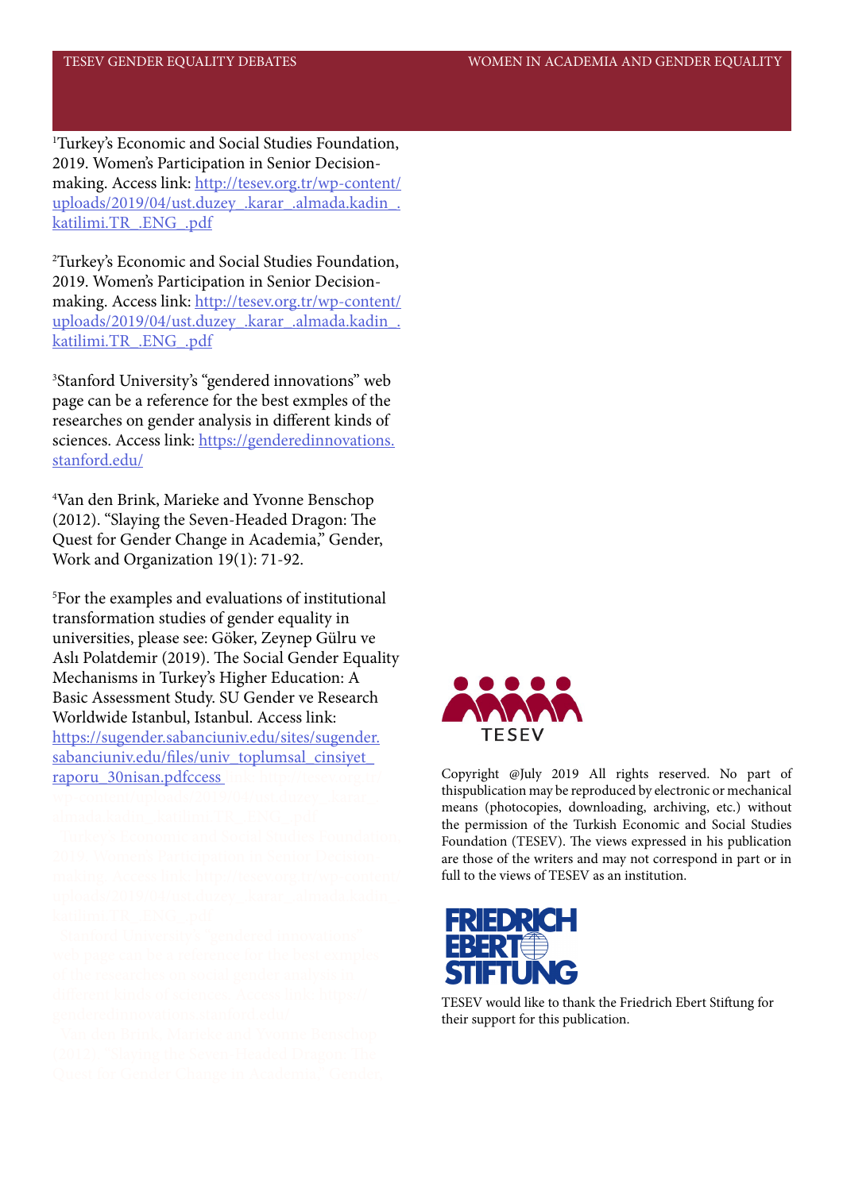[1]Turkey's Economic and Social Studies Foundation, 2019. Women's Participation in Senior Decision-making. Access link: http://tesev.org.tr/wp-content/uploads/2019/04/ust.duzey_.karar_.almada.kadin_.katilimi.TR_.ENG_.pdf

[2]Turkey's Economic and Social Studies Foundation, 2019. Women's Participation in Senior Decision-making. Access link: http://tesev.org.tr/wp-content/uploads/2019/04/ust.duzey_.karar_.almada.kadin_.katilimi.TR_.ENG_.pdf

[3]Stanford University's "gendered innovations" web page can be a reference for the best exmples of the researches on gender analysis in different kinds of sciences. Access link: https://genderedinnovations.stanford.edu/

[4]Van den Brink, Marieke and Yvonne Benschop (2012). "Slaying the Seven-Headed Dragon: The Quest for Gender Change in Academia," Gender, Work and Organization 19(1): 71-92.

[5]For the examples and evaluations of institutional transformation studies of gender equality in universities, please see: Göker, Zeynep Gülru ve Aslı Polatdemir (2019). The Social Gender Equality Mechanisms in Turkey's Higher Education: A Basic Assessment Study. SU Gender ve Research Worldwide Istanbul, Istanbul. Access link: https://sugender.sabanciuniv.edu/sites/sugender.sabanciuniv.edu/files/univ_toplumsal_cinsiyet_raporu_30nisan.pdfccess

TESEV

Copyright @July 2019 All rights reserved. No part of thispublication may be reproduced by electronic or mechanical means (photocopies, downloading, archiving, etc.) without the permission of the Turkish Economic and Social Studies Foundation (TESEV). The views expressed in his publication are those of the writers and may not correspond in part or in full to the views of TESEV as an institution.

FRIEDRICH EBERT STIFTUNG

TESEV would like to thank the Friedrich Ebert Stiftung for their support for this publication.